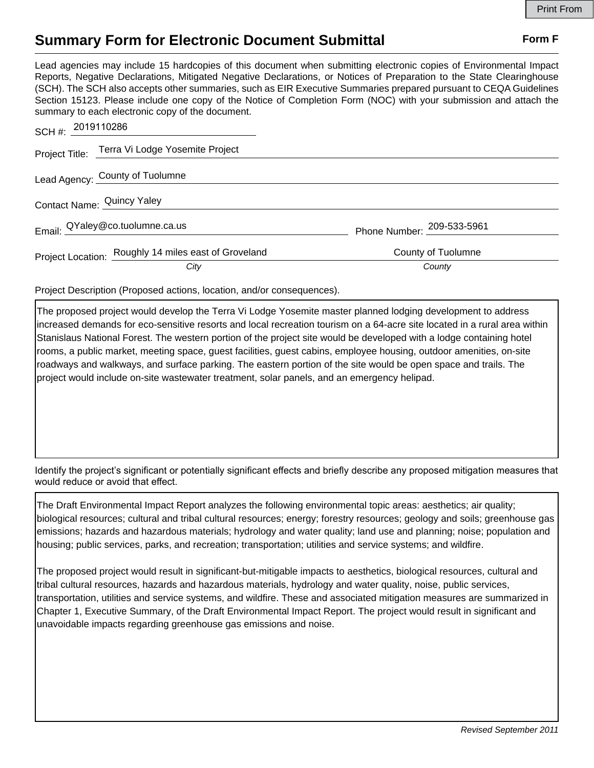# Summary Form for Electronic Document Submittal

**Form F**

Lead agencies may include 15 hardcopies of this document when submitting electronic copies of Environmental Impact Reports, Negative Declarations, Mitigated Negative Declarations, or Notices of Preparation to the State Clearinghouse (SCH). The SCH also accepts other summaries, such as EIR Executive Summaries prepared pursuant to CEQA Guidelines Section 15123. Please include one copy of the Notice of Completion Form (NOC) with your submission and attach the summary to each electronic copy of the document.

SCH #: 2019110286

Project Title: Terra Vi Lodge Yosemite Project

Lead Agency: County of Tuolumne

Contact Name: Quincy Yaley

Email: QYaley@co.tuolumne.ca.us  Phone Number: 209-533-5961

Project Location: Roughly 14 miles east of Groveland (*City*)  County of Tuolumne (*County*)

Project Description (Proposed actions, location, and/or consequences).

The proposed project would develop the Terra Vi Lodge Yosemite master planned lodging development to address increased demands for eco-sensitive resorts and local recreation tourism on a 64-acre site located in a rural area within Stanislaus National Forest. The western portion of the project site would be developed with a lodge containing hotel rooms, a public market, meeting space, guest facilities, guest cabins, employee housing, outdoor amenities, on-site roadways and walkways, and surface parking. The eastern portion of the site would be open space and trails. The project would include on-site wastewater treatment, solar panels, and an emergency helipad.

Identify the project's significant or potentially significant effects and briefly describe any proposed mitigation measures that would reduce or avoid that effect.

The Draft Environmental Impact Report analyzes the following environmental topic areas: aesthetics; air quality; biological resources; cultural and tribal cultural resources; energy; forestry resources; geology and soils; greenhouse gas emissions; hazards and hazardous materials; hydrology and water quality; land use and planning; noise; population and housing; public services, parks, and recreation; transportation; utilities and service systems; and wildfire.

The proposed project would result in significant-but-mitigable impacts to aesthetics, biological resources, cultural and tribal cultural resources, hazards and hazardous materials, hydrology and water quality, noise, public services, transportation, utilities and service systems, and wildfire. These and associated mitigation measures are summarized in Chapter 1, Executive Summary, of the Draft Environmental Impact Report. The project would result in significant and unavoidable impacts regarding greenhouse gas emissions and noise.

*Revised September 2011*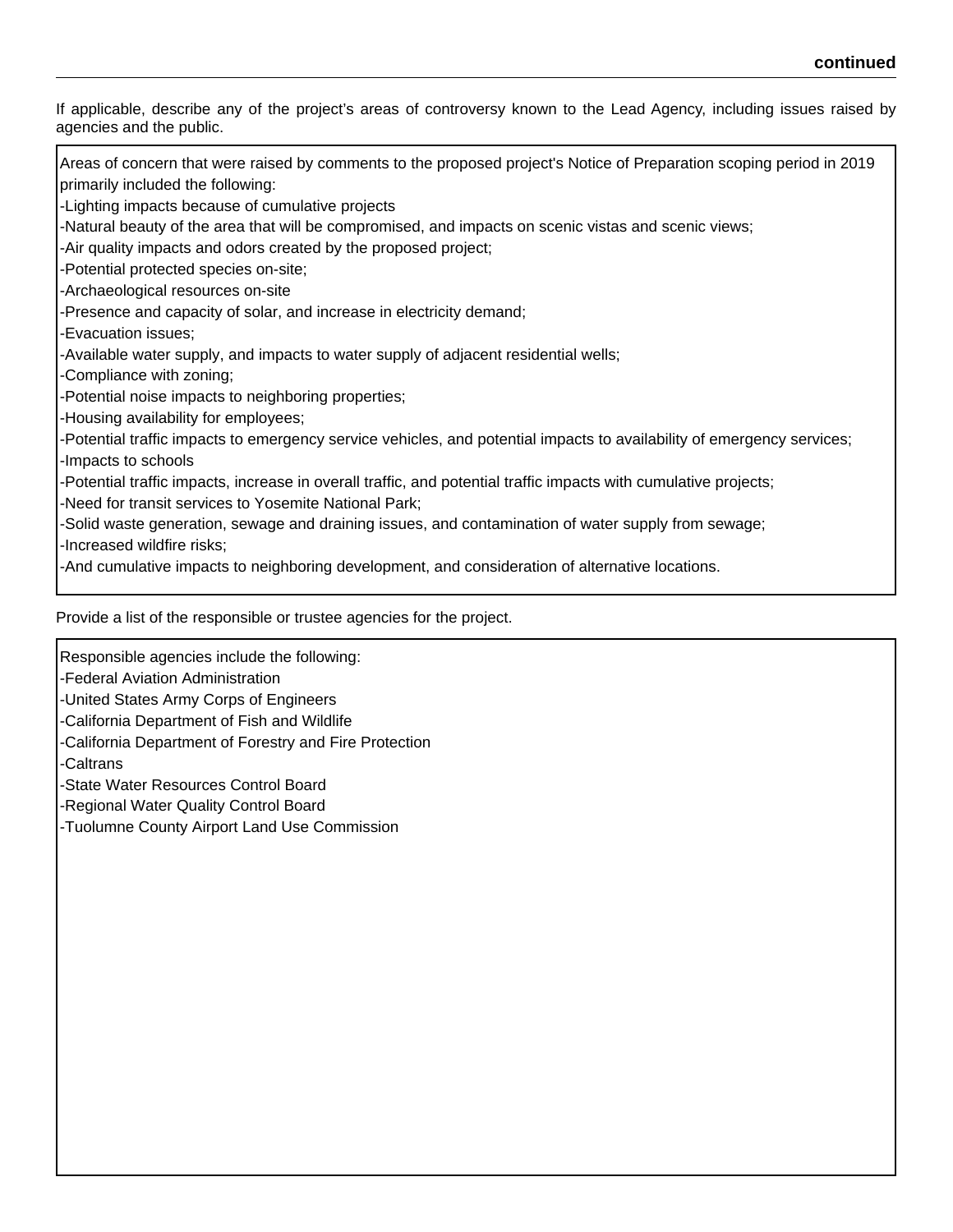**continued**

If applicable, describe any of the project's areas of controversy known to the Lead Agency, including issues raised by agencies and the public.

Areas of concern that were raised by comments to the proposed project's Notice of Preparation scoping period in 2019 primarily included the following:
-Lighting impacts because of cumulative projects
-Natural beauty of the area that will be compromised, and impacts on scenic vistas and scenic views;
-Air quality impacts and odors created by the proposed project;
-Potential protected species on-site;
-Archaeological resources on-site
-Presence and capacity of solar, and increase in electricity demand;
-Evacuation issues;
-Available water supply, and impacts to water supply of adjacent residential wells;
-Compliance with zoning;
-Potential noise impacts to neighboring properties;
-Housing availability for employees;
-Potential traffic impacts to emergency service vehicles, and potential impacts to availability of emergency services;
-Impacts to schools
-Potential traffic impacts, increase in overall traffic, and potential traffic impacts with cumulative projects;
-Need for transit services to Yosemite National Park;
-Solid waste generation, sewage and draining issues, and contamination of water supply from sewage;
-Increased wildfire risks;
-And cumulative impacts to neighboring development, and consideration of alternative locations.

Provide a list of the responsible or trustee agencies for the project.

Responsible agencies include the following:
-Federal Aviation Administration
-United States Army Corps of Engineers
-California Department of Fish and Wildlife
-California Department of Forestry and Fire Protection
-Caltrans
-State Water Resources Control Board
-Regional Water Quality Control Board
-Tuolumne County Airport Land Use Commission